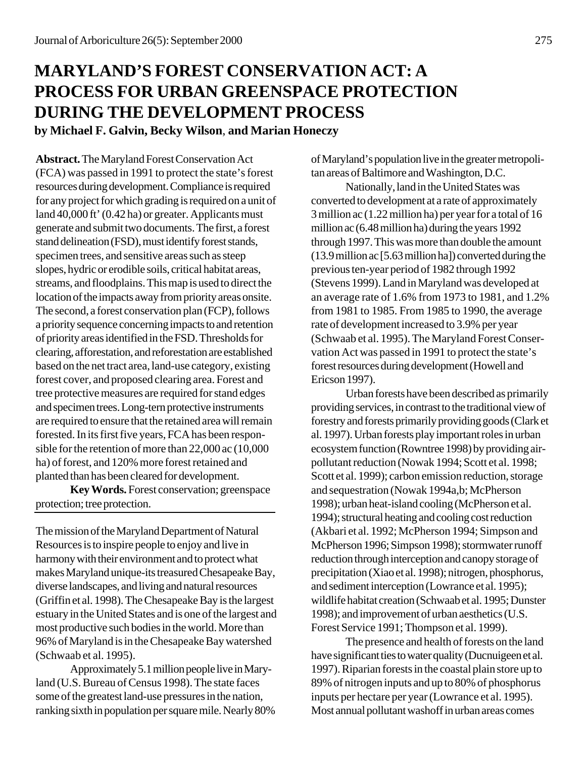# MARYLAND'S FOREST CONSERVATION ACT: A PROCESS FOR URBAN GREENSPACE PROTECTION DURING THE DEVELOPMENT PROCESS

**by Michael F. Galvin, Becky Wilson, and Marian Honeczy**

**Abstract.** The Maryland Forest Conservation Act (FCA) was passed in 1991 to protect the state's forest resources during development. Compliance is required for any project for which grading is required on a unit of land 40,000 ft' (0.42 ha) or greater. Applicants must generate and submit two documents. The first, a forest stand delineation (FSD), must identify forest stands, specimen trees, and sensitive areas such as steep slopes, hydric or erodible soils, critical habitat areas, streams, and floodplains. This map is used to direct the location of the impacts away from priority areas onsite. The second, a forest conservation plan (FCP), follows a priority sequence concerning impacts to and retention of priority areas identified in the FSD. Thresholds for clearing, afforestation, and reforestation are established based on the net tract area, land-use category, existing forest cover, and proposed clearing area. Forest and tree protective measures are required for stand edges and specimen trees. Long-tern protective instruments are required to ensure that the retained area will remain forested. In its first five years, FCA has been responsible for the retention of more than 22,000 ac (10,000 ha) of forest, and 120% more forest retained and planted than has been cleared for development.

**Key Words.** Forest conservation; greenspace protection; tree protection.

---

The mission of the Maryland Department of Natural Resources is to inspire people to enjoy and live in harmony with their environment and to protect what makes Maryland unique-its treasured Chesapeake Bay, diverse landscapes, and living and natural resources (Griffin et al. 1998). The Chesapeake Bay is the largest estuary in the United States and is one of the largest and most productive such bodies in the world. More than 96% of Maryland is in the Chesapeake Bay watershed (Schwaab et al. 1995).

Approximately 5.1 million people live in Maryland (U.S. Bureau of Census 1998). The state faces some of the greatest land-use pressures in the nation, ranking sixth in population per square mile. Nearly 80% of Maryland's population live in the greater metropolitan areas of Baltimore and Washington, D.C.

Nationally, land in the United States was converted to development at a rate of approximately 3 million ac (1.22 million ha) per year for a total of 16 million ac (6.48 million ha) during the years 1992 through 1997. This was more than double the amount (13.9 million ac [5.63 million ha]) converted during the previous ten-year period of 1982 through 1992 (Stevens 1999). Land in Maryland was developed at an average rate of 1.6% from 1973 to 1981, and 1.2% from 1981 to 1985. From 1985 to 1990, the average rate of development increased to 3.9% per year (Schwaab et al. 1995). The Maryland Forest Conservation Act was passed in 1991 to protect the state's forest resources during development (Howell and Ericson 1997).

Urban forests have been described as primarily providing services, in contrast to the traditional view of forestry and forests primarily providing goods (Clark et al. 1997). Urban forests play important roles in urban ecosystem function (Rowntree 1998) by providing air-pollutant reduction (Nowak 1994; Scott et al. 1998; Scott et al. 1999); carbon emission reduction, storage and sequestration (Nowak 1994a,b; McPherson 1998); urban heat-island cooling (McPherson et al. 1994); structural heating and cooling cost reduction (Akbari et al. 1992; McPherson 1994; Simpson and McPherson 1996; Simpson 1998); stormwater runoff reduction through interception and canopy storage of precipitation (Xiao et al. 1998); nitrogen, phosphorus, and sediment interception (Lowrance et al. 1995); wildlife habitat creation (Schwaab et al. 1995; Dunster 1998); and improvement of urban aesthetics (U.S. Forest Service 1991; Thompson et al. 1999).

The presence and health of forests on the land have significant ties to water quality (Ducnuigeen et al. 1997). Riparian forests in the coastal plain store up to 89% of nitrogen inputs and up to 80% of phosphorus inputs per hectare per year (Lowrance et al. 1995). Most annual pollutant washoff in urban areas comes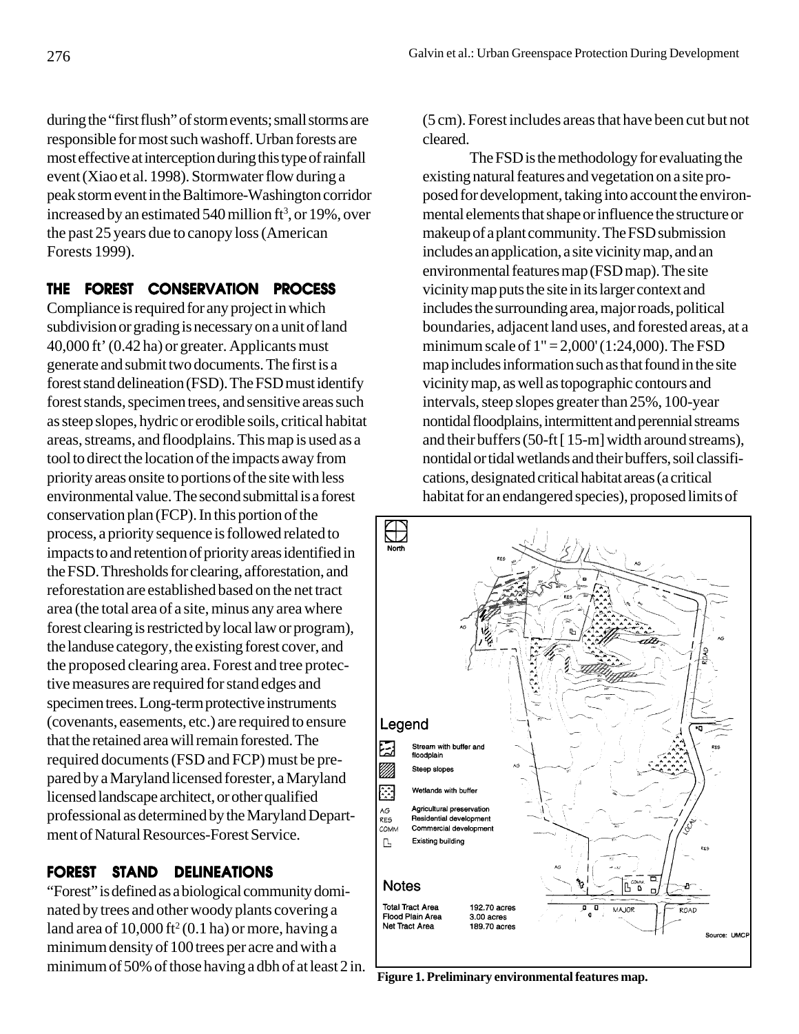during the "first flush" of storm events; small storms are responsible for most such washoff. Urban forests are most effective at interception during this type of rainfall event (Xiao et al. 1998). Stormwater flow during a peak storm event in the Baltimore-Washington corridor increased by an estimated 540 million ft$^3$, or 19%, over the past 25 years due to canopy loss (American Forests 1999).

## THE FOREST CONSERVATION PROCESS

Compliance is required for any project in which subdivision or grading is necessary on a unit of land 40,000 ft' (0.42 ha) or greater. Applicants must generate and submit two documents. The first is a forest stand delineation (FSD). The FSD must identify forest stands, specimen trees, and sensitive areas such as steep slopes, hydric or erodible soils, critical habitat areas, streams, and floodplains. This map is used as a tool to direct the location of the impacts away from priority areas onsite to portions of the site with less environmental value. The second submittal is a forest conservation plan (FCP). In this portion of the process, a priority sequence is followed related to impacts to and retention of priority areas identified in the FSD. Thresholds for clearing, afforestation, and reforestation are established based on the net tract area (the total area of a site, minus any area where forest clearing is restricted by local law or program), the landuse category, the existing forest cover, and the proposed clearing area. Forest and tree protective measures are required for stand edges and specimen trees. Long-term protective instruments (covenants, easements, etc.) are required to ensure that the retained area will remain forested. The required documents (FSD and FCP) must be prepared by a Maryland licensed forester, a Maryland licensed landscape architect, or other qualified professional as determined by the Maryland Department of Natural Resources-Forest Service.

## FOREST STAND DELINEATIONS

"Forest" is defined as a biological community dominated by trees and other woody plants covering a land area of 10,000 ft$^2$ (0.1 ha) or more, having a minimum density of 100 trees per acre and with a minimum of 50% of those having a dbh of at least 2 in. (5 cm). Forest includes areas that have been cut but not cleared.

The FSD is the methodology for evaluating the existing natural features and vegetation on a site proposed for development, taking into account the environmental elements that shape or influence the structure or makeup of a plant community. The FSD submission includes an application, a site vicinity map, and an environmental features map (FSD map). The site vicinity map puts the site in its larger context and includes the surrounding area, major roads, political boundaries, adjacent land uses, and forested areas, at a minimum scale of 1" = 2,000' (1:24,000). The FSD map includes information such as that found in the site vicinity map, as well as topographic contours and intervals, steep slopes greater than 25%, 100-year nontidal floodplains, intermittent and perennial streams and their buffers (50-ft [ 15-m] width around streams), nontidal or tidal wetlands and their buffers, soil classifications, designated critical habitat areas (a critical habitat for an endangered species), proposed limits of

Figure 1. Preliminary environmental features map.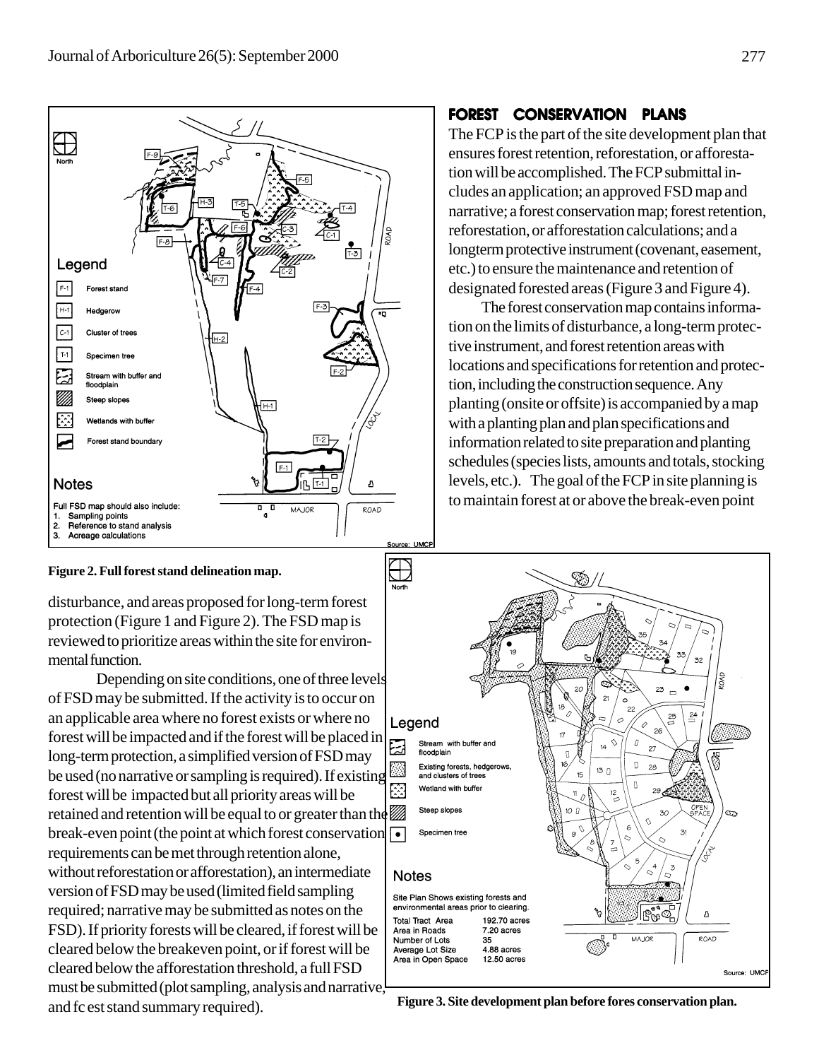Figure 2. Full forest stand delineation map.

disturbance, and areas proposed for long-term forest protection (Figure 1 and Figure 2). The FSD map is reviewed to prioritize areas within the site for environmental function.

Depending on site conditions, one of three levels of FSD may be submitted. If the activity is to occur on an applicable area where no forest exists or where no forest will be impacted and if the forest will be placed in long-term protection, a simplified version of FSD may be used (no narrative or sampling is required). If existing forest will be impacted but all priority areas will be retained and retention will be equal to or greater than the break-even point (the point at which forest conservation requirements can be met through retention alone, without reforestation or afforestation), an intermediate version of FSD may be used (limited field sampling required; narrative may be submitted as notes on the FSD). If priority forests will be cleared, if forest will be cleared below the breakeven point, or if forest will be cleared below the afforestation threshold, a full FSD must be submitted (plot sampling, analysis and narrative, and fc est stand summary required).

## FOREST CONSERVATION PLANS

The FCP is the part of the site development plan that ensures forest retention, reforestation, or afforestation will be accomplished. The FCP submittal includes an application; an approved FSD map and narrative; a forest conservation map; forest retention, reforestation, or afforestation calculations; and a longterm protective instrument (covenant, easement, etc.) to ensure the maintenance and retention of designated forested areas (Figure 3 and Figure 4).

The forest conservation map contains information on the limits of disturbance, a long-term protective instrument, and forest retention areas with locations and specifications for retention and protection, including the construction sequence. Any planting (onsite or offsite) is accompanied by a map with a planting plan and plan specifications and information related to site preparation and planting schedules (species lists, amounts and totals, stocking levels, etc.). The goal of the FCP in site planning is to maintain forest at or above the break-even point

Figure 3. Site development plan before fores conservation plan.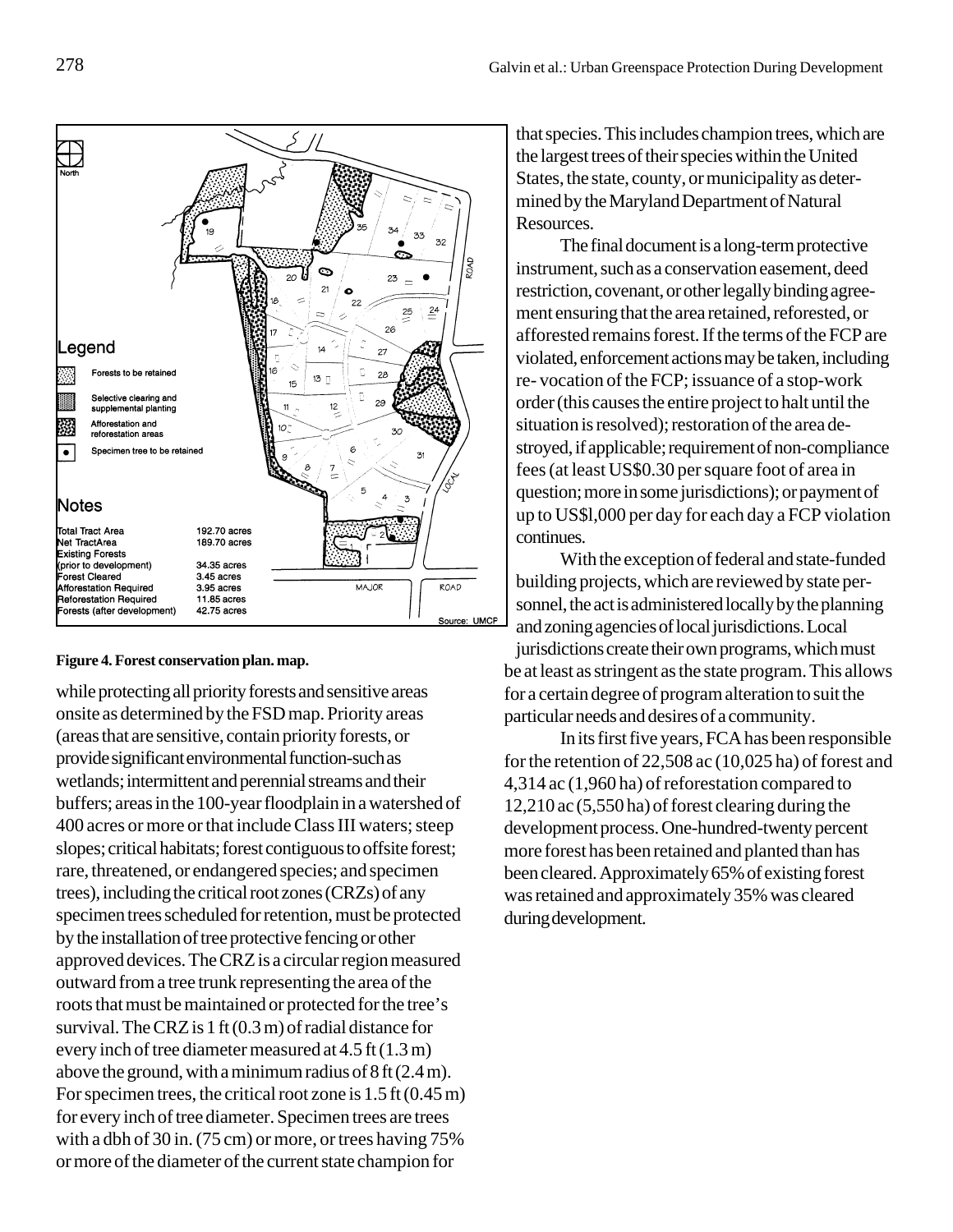**Figure 4. Forest conservation plan. map.**

while protecting all priority forests and sensitive areas onsite as determined by the FSD map. Priority areas (areas that are sensitive, contain priority forests, or provide significant environmental function-such as wetlands; intermittent and perennial streams and their buffers; areas in the 100-year floodplain in a watershed of 400 acres or more or that include Class III waters; steep slopes; critical habitats; forest contiguous to offsite forest; rare, threatened, or endangered species; and specimen trees), including the critical root zones (CRZs) of any specimen trees scheduled for retention, must be protected by the installation of tree protective fencing or other approved devices. The CRZ is a circular region measured outward from a tree trunk representing the area of the roots that must be maintained or protected for the tree's survival. The CRZ is 1 ft (0.3 m) of radial distance for every inch of tree diameter measured at 4.5 ft (1.3 m) above the ground, with a minimum radius of 8 ft (2.4 m). For specimen trees, the critical root zone is 1.5 ft (0.45 m) for every inch of tree diameter. Specimen trees are trees with a dbh of 30 in. (75 cm) or more, or trees having 75% or more of the diameter of the current state champion for that species. This includes champion trees, which are the largest trees of their species within the United States, the state, county, or municipality as determined by the Maryland Department of Natural Resources.

The final document is a long-term protective instrument, such as a conservation easement, deed restriction, covenant, or other legally binding agreement ensuring that the area retained, reforested, or afforested remains forest. If the terms of the FCP are violated, enforcement actions may be taken, including re- vocation of the FCP; issuance of a stop-work order (this causes the entire project to halt until the situation is resolved); restoration of the area destroyed, if applicable; requirement of non-compliance fees (at least US$0.30 per square foot of area in question; more in some jurisdictions); or payment of up to US$l,000 per day for each day a FCP violation continues.

With the exception of federal and state-funded building projects, which are reviewed by state personnel, the act is administered locally by the planning and zoning agencies of local jurisdictions. Local jurisdictions create their own programs, which must be at least as stringent as the state program. This allows for a certain degree of program alteration to suit the particular needs and desires of a community.

In its first five years, FCA has been responsible for the retention of 22,508 ac (10,025 ha) of forest and 4,314 ac (1,960 ha) of reforestation compared to 12,210 ac (5,550 ha) of forest clearing during the development process. One-hundred-twenty percent more forest has been retained and planted than has been cleared. Approximately 65% of existing forest was retained and approximately 35% was cleared during development.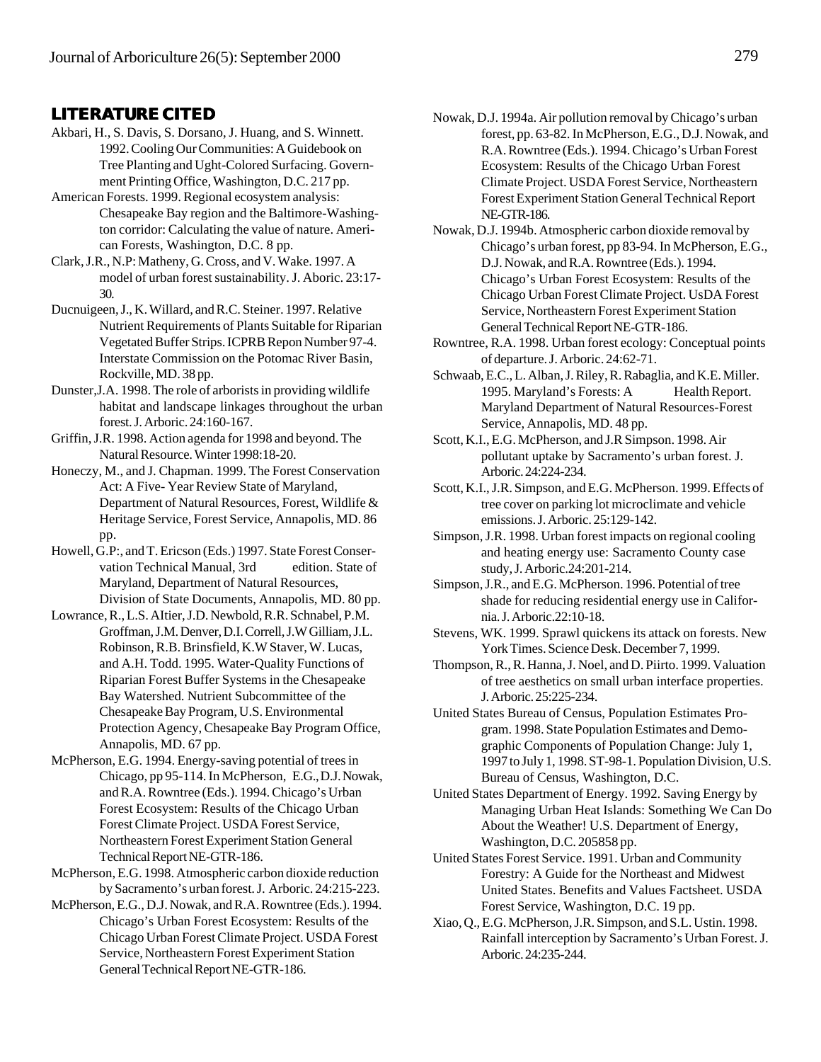## LITERATURE CITED

Akbari, H., S. Davis, S. Dorsano, J. Huang, and S. Winnett. 1992. Cooling Our Communities: A Guidebook on Tree Planting and Ught-Colored Surfacing. Government Printing Office, Washington, D.C. 217 pp.

American Forests. 1999. Regional ecosystem analysis: Chesapeake Bay region and the Baltimore-Washington corridor: Calculating the value of nature. American Forests, Washington, D.C. 8 pp.

Clark, J.R., N.P: Matheny, G. Cross, and V. Wake. 1997. A model of urban forest sustainability. J. Aboric. 23:17-30.

Ducnuigeen, J., K. Willard, and R.C. Steiner. 1997. Relative Nutrient Requirements of Plants Suitable for Riparian Vegetated Buffer Strips. ICPRB Repon Number 97-4. Interstate Commission on the Potomac River Basin, Rockville, MD. 38 pp.

Dunster,J.A. 1998. The role of arborists in providing wildlife habitat and landscape linkages throughout the urban forest. J. Arboric. 24:160-167.

Griffin, J.R. 1998. Action agenda for 1998 and beyond. The Natural Resource. Winter 1998:18-20.

Honeczy, M., and J. Chapman. 1999. The Forest Conservation Act: A Five- Year Review State of Maryland, Department of Natural Resources, Forest, Wildlife & Heritage Service, Forest Service, Annapolis, MD. 86 pp.

Howell, G.P:, and T. Ericson (Eds.) 1997. State Forest Conservation Technical Manual, 3rd edition. State of Maryland, Department of Natural Resources, Division of State Documents, Annapolis, MD. 80 pp.

Lowrance, R., L.S. AItier, J.D. Newbold, R.R. Schnabel, P.M. Groffman, J.M. Denver, D.I. Correll, J.W Gilliam, J.L. Robinson, R.B. Brinsfield, K.W Staver, W. Lucas, and A.H. Todd. 1995. Water-Quality Functions of Riparian Forest Buffer Systems in the Chesapeake Bay Watershed. Nutrient Subcommittee of the Chesapeake Bay Program, U.S. Environmental Protection Agency, Chesapeake Bay Program Office, Annapolis, MD. 67 pp.

McPherson, E.G. 1994. Energy-saving potential of trees in Chicago, pp 95-114. In McPherson, E.G., D.J. Nowak, and R.A. Rowntree (Eds.). 1994. Chicago's Urban Forest Ecosystem: Results of the Chicago Urban Forest Climate Project. USDA Forest Service, Northeastern Forest Experiment Station General Technical Report NE-GTR-186.

McPherson, E.G. 1998. Atmospheric carbon dioxide reduction by Sacramento's urban forest. J. Arboric. 24:215-223.

McPherson, E.G., D.J. Nowak, and R.A. Rowntree (Eds.). 1994. Chicago's Urban Forest Ecosystem: Results of the Chicago Urban Forest Climate Project. USDA Forest Service, Northeastern Forest Experiment Station General Technical Report NE-GTR-186.

Nowak, D.J. 1994a. Air pollution removal by Chicago's urban forest, pp. 63-82. In McPherson, E.G., D.J. Nowak, and R.A. Rowntree (Eds.). 1994. Chicago's Urban Forest Ecosystem: Results of the Chicago Urban Forest Climate Project. USDA Forest Service, Northeastern Forest Experiment Station General Technical Report NE-GTR-186.

Nowak, D.J. 1994b. Atmospheric carbon dioxide removal by Chicago's urban forest, pp 83-94. In McPherson, E.G., D.J. Nowak, and R.A. Rowntree (Eds.). 1994. Chicago's Urban Forest Ecosystem: Results of the Chicago Urban Forest Climate Project. UsDA Forest Service, Northeastern Forest Experiment Station General Technical Report NE-GTR-186.

Rowntree, R.A. 1998. Urban forest ecology: Conceptual points of departure. J. Arboric. 24:62-71.

Schwaab, E.C., L. Alban, J. Riley, R. Rabaglia, and K.E. Miller. 1995. Maryland's Forests: A Health Report. Maryland Department of Natural Resources-Forest Service, Annapolis, MD. 48 pp.

Scott, K.I., E.G. McPherson, and J.R Simpson. 1998. Air pollutant uptake by Sacramento's urban forest. J. Arboric. 24:224-234.

Scott, K.I., J.R. Simpson, and E.G. McPherson. 1999. Effects of tree cover on parking lot microclimate and vehicle emissions. J. Arboric. 25:129-142.

Simpson, J.R. 1998. Urban forest impacts on regional cooling and heating energy use: Sacramento County case study, J. Arboric.24:201-214.

Simpson, J.R., and E.G. McPherson. 1996. Potential of tree shade for reducing residential energy use in California. J. Arboric.22:10-18.

Stevens, WK. 1999. Sprawl quickens its attack on forests. New York Times. Science Desk. December 7, 1999.

Thompson, R., R. Hanna, J. Noel, and D. Piirto. 1999. Valuation of tree aesthetics on small urban interface properties. J. Arboric. 25:225-234.

United States Bureau of Census, Population Estimates Program. 1998. State Population Estimates and Demographic Components of Population Change: July 1, 1997 to July 1, 1998. ST-98-1. Population Division, U.S. Bureau of Census, Washington, D.C.

United States Department of Energy. 1992. Saving Energy by Managing Urban Heat Islands: Something We Can Do About the Weather! U.S. Department of Energy, Washington, D.C. 205858 pp.

United States Forest Service. 1991. Urban and Community Forestry: A Guide for the Northeast and Midwest United States. Benefits and Values Factsheet. USDA Forest Service, Washington, D.C. 19 pp.

Xiao, Q., E.G. McPherson, J.R. Simpson, and S.L. Ustin. 1998. Rainfall interception by Sacramento's Urban Forest. J. Arboric. 24:235-244.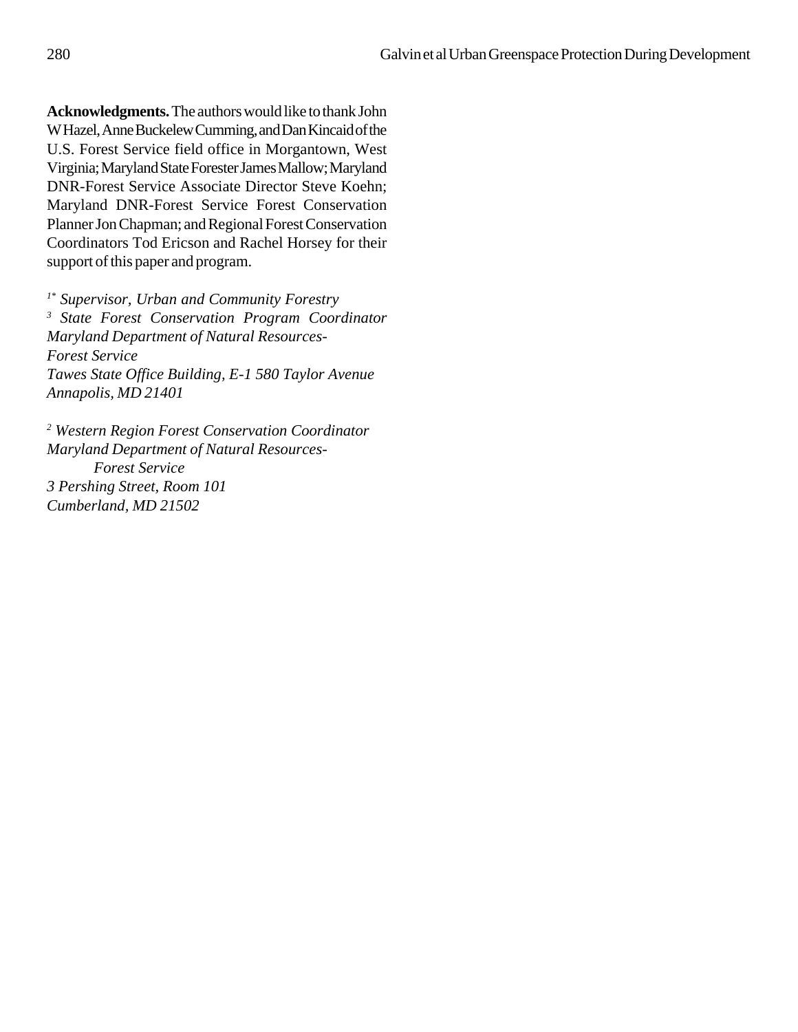**Acknowledgments.** The authors would like to thank John W Hazel, Anne Buckelew Cumming, and Dan Kincaid of the U.S. Forest Service field office in Morgantown, West Virginia; Maryland State Forester James Mallow; Maryland DNR-Forest Service Associate Director Steve Koehn; Maryland DNR-Forest Service Forest Conservation Planner Jon Chapman; and Regional Forest Conservation Coordinators Tod Ericson and Rachel Horsey for their support of this paper and program.

*[1*] Supervisor, Urban and Community Forestry*
*[3] State Forest Conservation Program Coordinator*
*Maryland Department of Natural Resources-*
*Forest Service*
*Tawes State Office Building, E-1 580 Taylor Avenue*
*Annapolis, MD 21401*

*[2] Western Region Forest Conservation Coordinator*
*Maryland Department of Natural Resources-*
*Forest Service*
*3 Pershing Street, Room 101*
*Cumberland, MD 21502*